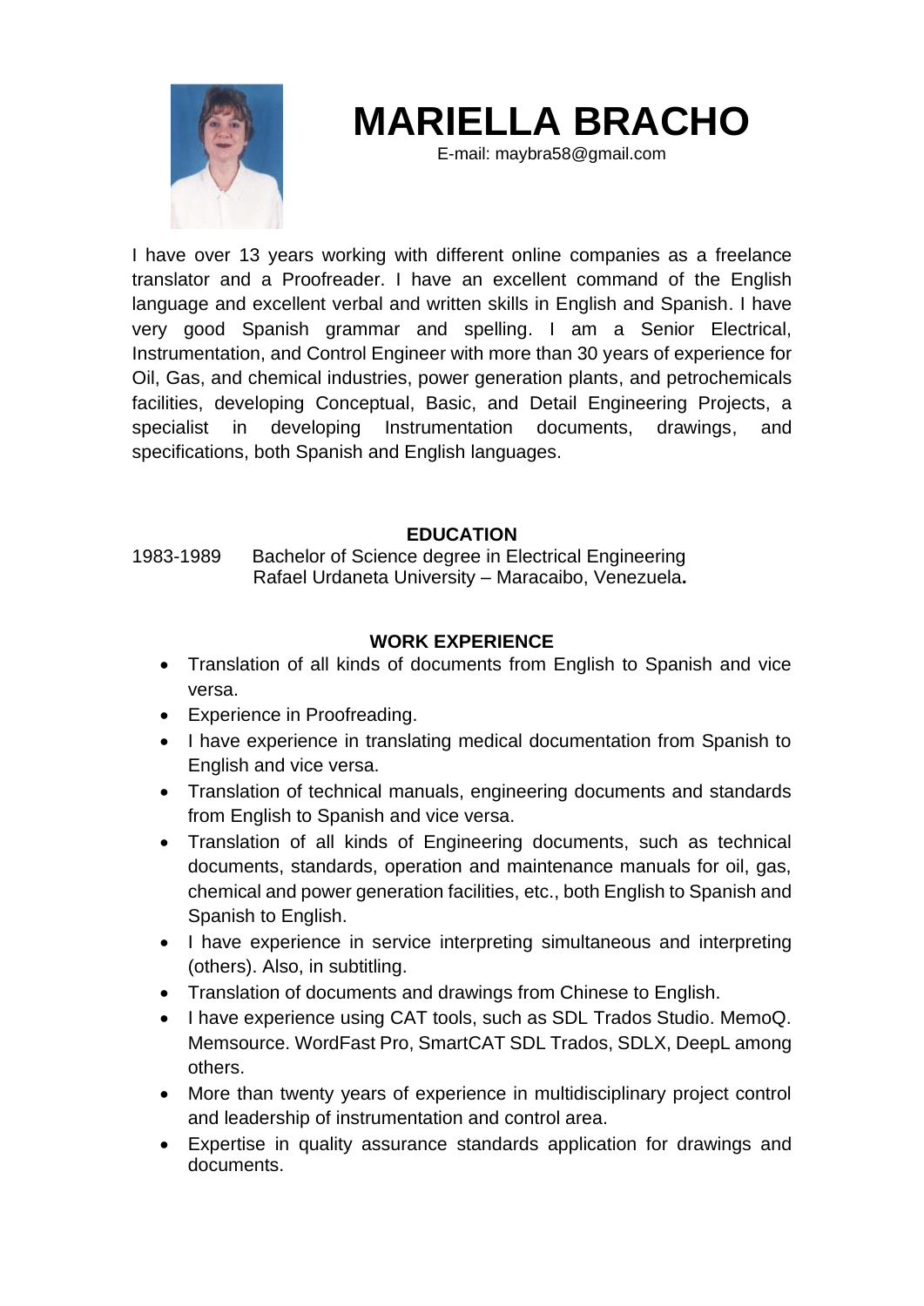# MARIELLA BRACHO

E-mail: maybra58@gmail.com

I have over 13 years working with different online companies as a freelance translator and a Proofreader. I have an excellent command of the English language and excellent verbal and written skills in English and Spanish. I have very good Spanish grammar and spelling. I am a Senior Electrical, Instrumentation, and Control Engineer with more than 30 years of experience for Oil, Gas, and chemical industries, power generation plants, and petrochemicals facilities, developing Conceptual, Basic, and Detail Engineering Projects, a specialist in developing Instrumentation documents, drawings, and specifications, both Spanish and English languages.

## EDUCATION

1983-1989 Bachelor of Science degree in Electrical Engineering
Rafael Urdaneta University – Maracaibo, Venezuela**.**

## WORK EXPERIENCE

- Translation of all kinds of documents from English to Spanish and vice versa.
- Experience in Proofreading.
- I have experience in translating medical documentation from Spanish to English and vice versa.
- Translation of technical manuals, engineering documents and standards from English to Spanish and vice versa.
- Translation of all kinds of Engineering documents, such as technical documents, standards, operation and maintenance manuals for oil, gas, chemical and power generation facilities, etc., both English to Spanish and Spanish to English.
- I have experience in service interpreting simultaneous and interpreting (others). Also, in subtitling.
- Translation of documents and drawings from Chinese to English.
- I have experience using CAT tools, such as SDL Trados Studio. MemoQ. Memsource. WordFast Pro, SmartCAT SDL Trados, SDLX, DeepL among others.
- More than twenty years of experience in multidisciplinary project control and leadership of instrumentation and control area.
- Expertise in quality assurance standards application for drawings and documents.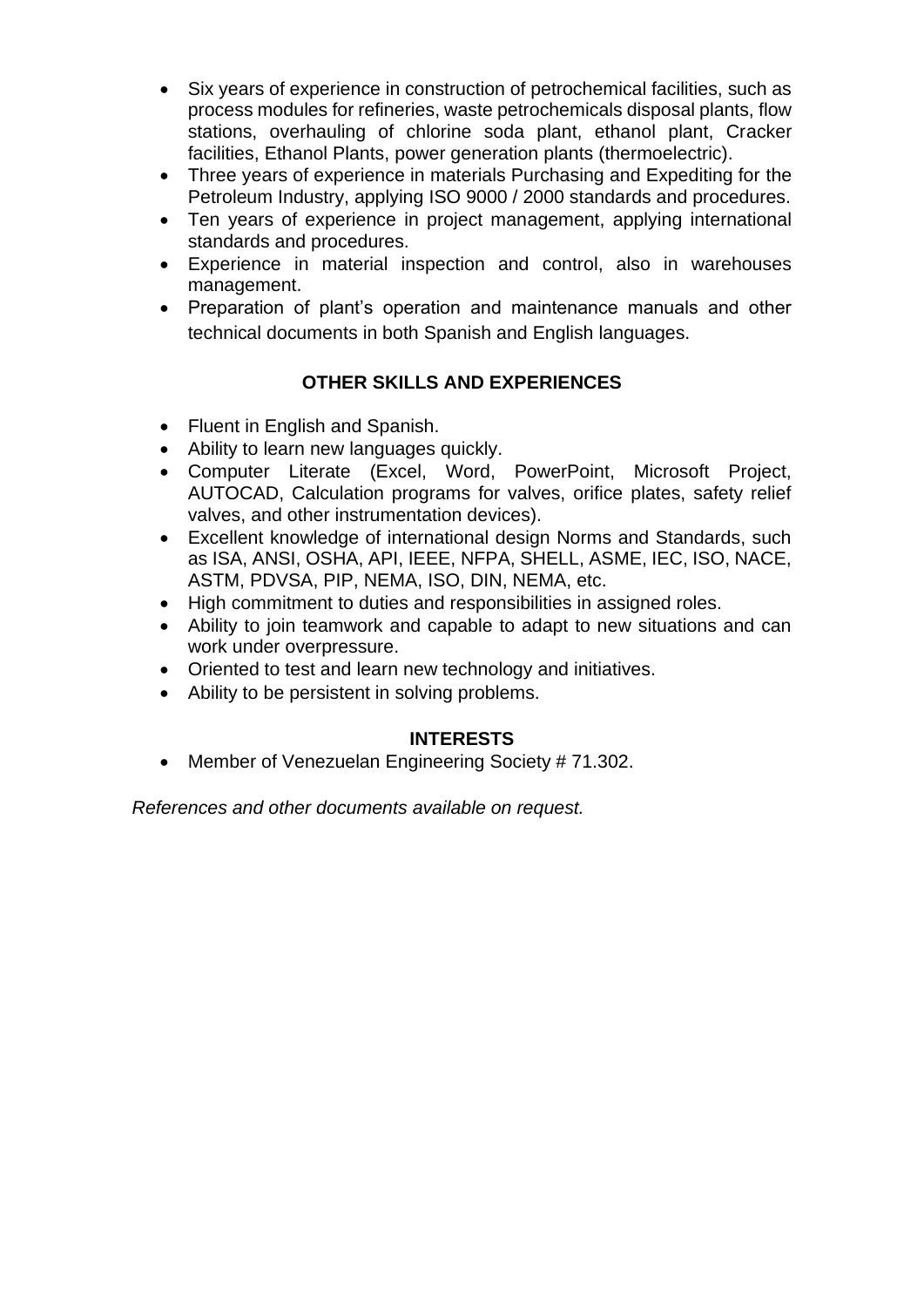- Six years of experience in construction of petrochemical facilities, such as process modules for refineries, waste petrochemicals disposal plants, flow stations, overhauling of chlorine soda plant, ethanol plant, Cracker facilities, Ethanol Plants, power generation plants (thermoelectric).
- Three years of experience in materials Purchasing and Expediting for the Petroleum Industry, applying ISO 9000 / 2000 standards and procedures.
- Ten years of experience in project management, applying international standards and procedures.
- Experience in material inspection and control, also in warehouses management.
- Preparation of plant's operation and maintenance manuals and other technical documents in both Spanish and English languages.

## OTHER SKILLS AND EXPERIENCES

- Fluent in English and Spanish.
- Ability to learn new languages quickly.
- Computer Literate (Excel, Word, PowerPoint, Microsoft Project, AUTOCAD, Calculation programs for valves, orifice plates, safety relief valves, and other instrumentation devices).
- Excellent knowledge of international design Norms and Standards, such as ISA, ANSI, OSHA, API, IEEE, NFPA, SHELL, ASME, IEC, ISO, NACE, ASTM, PDVSA, PIP, NEMA, ISO, DIN, NEMA, etc.
- High commitment to duties and responsibilities in assigned roles.
- Ability to join teamwork and capable to adapt to new situations and can work under overpressure.
- Oriented to test and learn new technology and initiatives.
- Ability to be persistent in solving problems.

## INTERESTS

- Member of Venezuelan Engineering Society # 71.302.

*References and other documents available on request.*